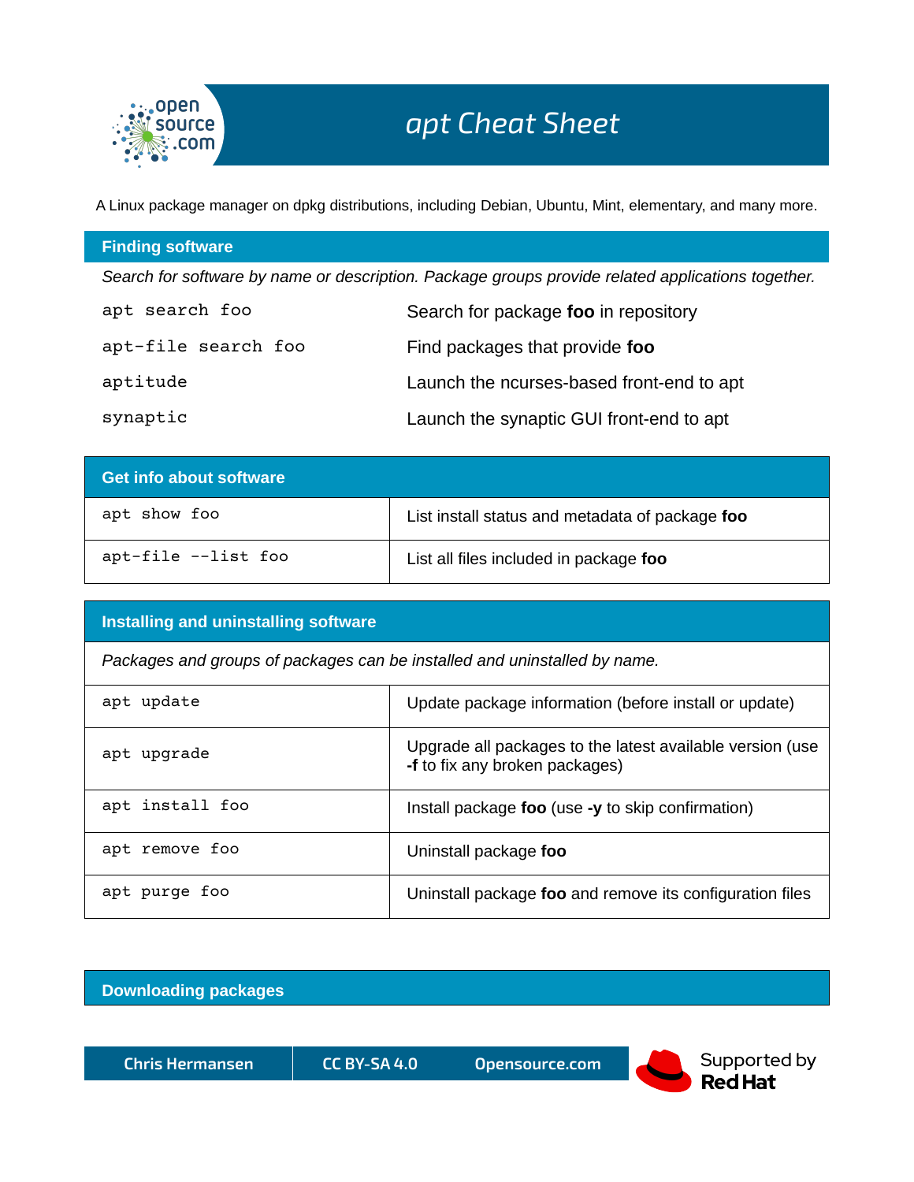# apt Cheat Sheet

A Linux package manager on dpkg distributions, including Debian, Ubuntu, Mint, elementary, and many more.

## Finding software

*Search for software by name or description. Package groups provide related applications together.*

| Command | Description |
| --- | --- |
| `apt search foo` | Search for package **foo** in repository |
| `apt-file search foo` | Find packages that provide **foo** |
| `aptitude` | Launch the ncurses-based front-end to apt |
| `synaptic` | Launch the synaptic GUI front-end to apt |

## Get info about software

| Command | Description |
| --- | --- |
| `apt show foo` | List install status and metadata of package **foo** |
| `apt-file --list foo` | List all files included in package **foo** |

## Installing and uninstalling software

*Packages and groups of packages can be installed and uninstalled by name.*

| Command | Description |
| --- | --- |
| `apt update` | Update package information (before install or update) |
| `apt upgrade` | Upgrade all packages to the latest available version (use **-f** to fix any broken packages) |
| `apt install foo` | Install package **foo** (use **-y** to skip confirmation) |
| `apt remove foo` | Uninstall package **foo** |
| `apt purge foo` | Uninstall package **foo** and remove its configuration files |

## Downloading packages

Chris Hermansen | CC BY-SA 4.0 | Opensource.com | Supported by Red Hat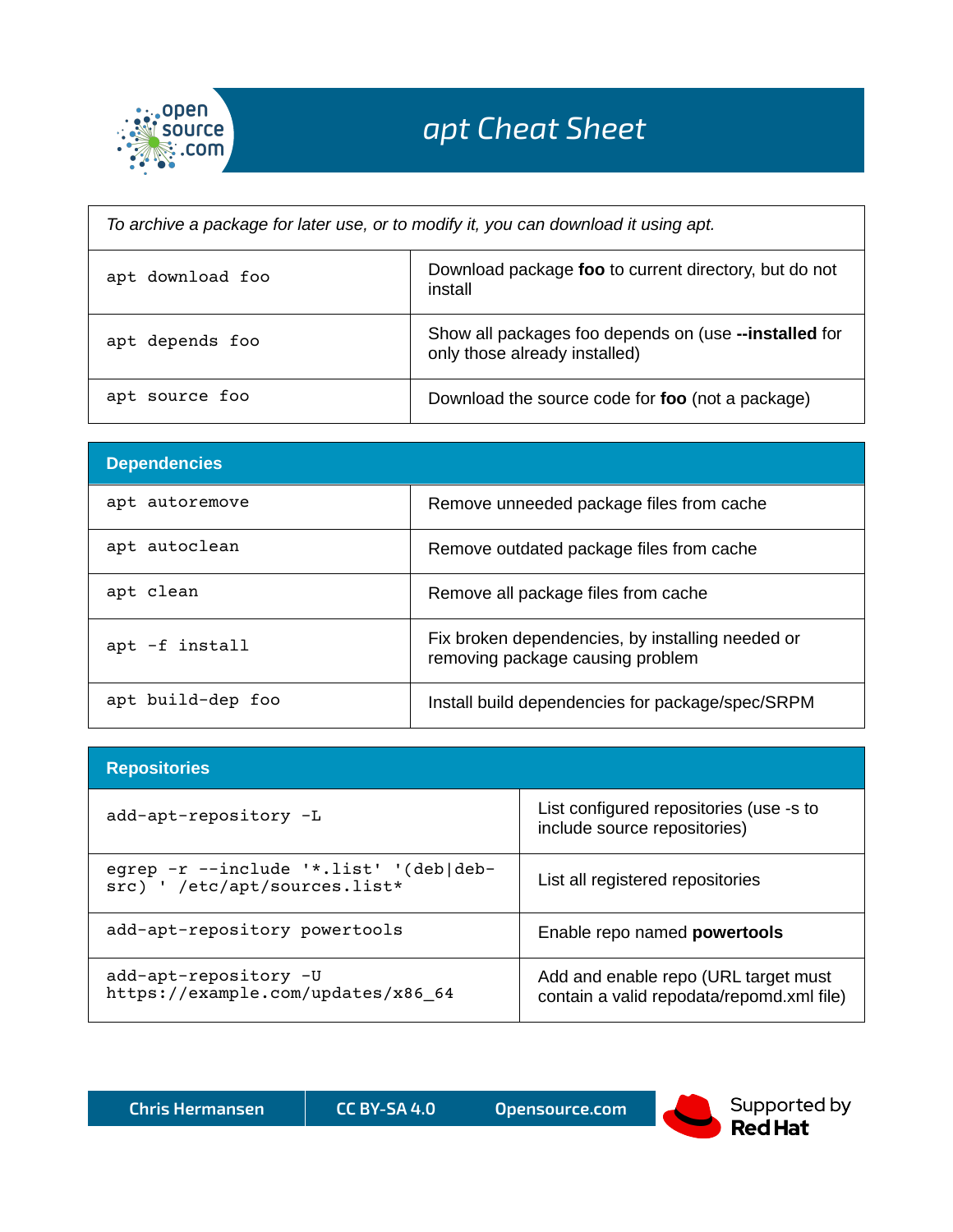# apt Cheat Sheet

| | |
|---|---|
| *To archive a package for later use, or to modify it, you can download it using apt.* | |
| `apt download foo` | Download package **foo** to current directory, but do not install |
| `apt depends foo` | Show all packages foo depends on (use **--installed** for only those already installed) |
| `apt source foo` | Download the source code for **foo** (not a package) |

| **Dependencies** | |
|---|---|
| `apt autoremove` | Remove unneeded package files from cache |
| `apt autoclean` | Remove outdated package files from cache |
| `apt clean` | Remove all package files from cache |
| `apt -f install` | Fix broken dependencies, by installing needed or removing package causing problem |
| `apt build-dep foo` | Install build dependencies for package/spec/SRPM |

| **Repositories** | |
|---|---|
| `add-apt-repository -L` | List configured repositories (use -s to include source repositories) |
| `egrep -r --include '*.list' '(deb\|deb-src) ' /etc/apt/sources.list*` | List all registered repositories |
| `add-apt-repository powertools` | Enable repo named **powertools** |
| `add-apt-repository -U https://example.com/updates/x86_64` | Add and enable repo (URL target must contain a valid repodata/repomd.xml file) |

Chris Hermansen | CC BY-SA 4.0 | Opensource.com

Supported by Red Hat